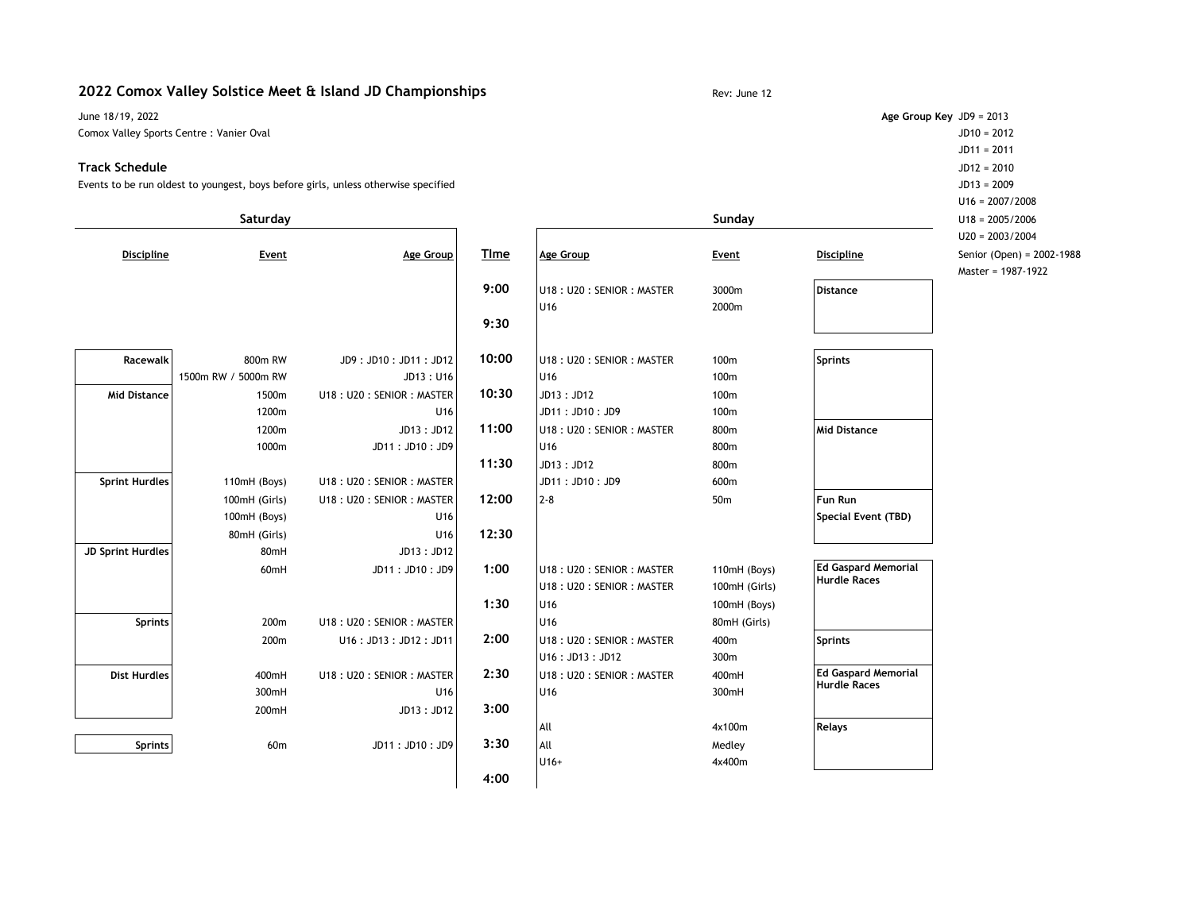# 2022 Comox Valley Solstice Meet & Island JD Championships

Rev: June 12

June 18/19, 2022

Comox Valley Sports Centre : Vanier Oval

## Track Schedule

Events to be run oldest to youngest, boys before girls, unless otherwise specified

**Age Group Key**

- JD9 = 2013
- JD10 = 2012
- JD11 = 2011
- JD12 = 2010
- JD13 = 2009
- U16 = 2007/2008
- U18 = 2005/2006
- U20 = 2003/2004
- Senior (Open) = 2002-1988
- Master = 1987-1922

| Saturday Discipline | Saturday Event | Saturday Age Group | Time | Sunday Age Group | Sunday Event | Sunday Discipline |
|---|---|---|---|---|---|---|
| | | | 9:00 | U18 : U20 : SENIOR : MASTER | 3000m | Distance |
| | | | | U16 | 2000m | |
| | | | 9:30 | | | |
| Racewalk | 800m RW | JD9 : JD10 : JD11 : JD12 | 10:00 | U18 : U20 : SENIOR : MASTER | 100m | Sprints |
| | 1500m RW / 5000m RW | JD13 : U16 | | U16 | 100m | |
| Mid Distance | 1500m | U18 : U20 : SENIOR : MASTER | 10:30 | JD13 : JD12 | 100m | |
| | 1200m | U16 | | JD11 : JD10 : JD9 | 100m | |
| | 1200m | JD13 : JD12 | 11:00 | U18 : U20 : SENIOR : MASTER | 800m | Mid Distance |
| | 1000m | JD11 : JD10 : JD9 | | U16 | 800m | |
| | | | 11:30 | JD13 : JD12 | 800m | |
| Sprint Hurdles | 110mH (Boys) | U18 : U20 : SENIOR : MASTER | | JD11 : JD10 : JD9 | 600m | |
| | 100mH (Girls) | U18 : U20 : SENIOR : MASTER | 12:00 | 2-8 | 50m | Fun Run |
| | 100mH (Boys) | U16 | | | | Special Event (TBD) |
| | 80mH (Girls) | U16 | 12:30 | | | |
| JD Sprint Hurdles | 80mH | JD13 : JD12 | | | | |
| | 60mH | JD11 : JD10 : JD9 | 1:00 | U18 : U20 : SENIOR : MASTER | 110mH (Boys) | Ed Gaspard Memorial Hurdle Races |
| | | | | U18 : U20 : SENIOR : MASTER | 100mH (Girls) | |
| | | | 1:30 | U16 | 100mH (Boys) | |
| Sprints | 200m | U18 : U20 : SENIOR : MASTER | | U16 | 80mH (Girls) | |
| | 200m | U16 : JD13 : JD12 : JD11 | 2:00 | U18 : U20 : SENIOR : MASTER | 400m | Sprints |
| | | | | U16 : JD13 : JD12 | 300m | |
| Dist Hurdles | 400mH | U18 : U20 : SENIOR : MASTER | 2:30 | U18 : U20 : SENIOR : MASTER | 400mH | Ed Gaspard Memorial Hurdle Races |
| | 300mH | U16 | | U16 | 300mH | |
| | 200mH | JD13 : JD12 | 3:00 | | | |
| | | | | All | 4x100m | Relays |
| Sprints | 60m | JD11 : JD10 : JD9 | 3:30 | All | Medley | |
| | | | | U16+ | 4x400m | |
| | | | 4:00 | | | |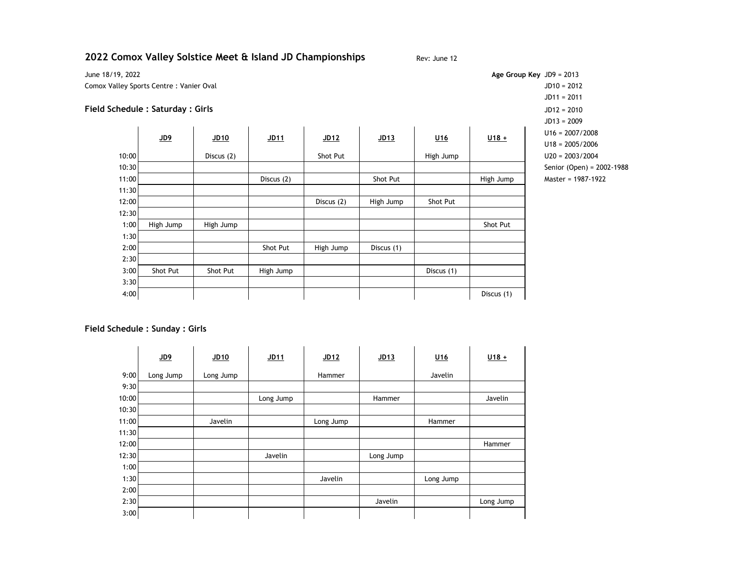# 2022 Comox Valley Solstice Meet & Island JD Championships

Rev: June 12

June 18/19, 2022
Comox Valley Sports Centre : Vanier Oval

**Age Group Key**
JD9 = 2013
JD10 = 2012
JD11 = 2011
JD12 = 2010
JD13 = 2009
U16 = 2007/2008
U18 = 2005/2006
U20 = 2003/2004
Senior (Open) = 2002-1988
Master = 1987-1922

## Field Schedule : Saturday : Girls

| | JD9 | JD10 | JD11 | JD12 | JD13 | U16 | U18 + |
|---|---|---|---|---|---|---|---|
| 10:00 | | Discus (2) | | Shot Put | | High Jump | |
| 10:30 | | | | | | | |
| 11:00 | | | Discus (2) | | Shot Put | | High Jump |
| 11:30 | | | | | | | |
| 12:00 | | | | Discus (2) | High Jump | Shot Put | |
| 12:30 | | | | | | | |
| 1:00 | High Jump | High Jump | | | | | Shot Put |
| 1:30 | | | | | | | |
| 2:00 | | | Shot Put | High Jump | Discus (1) | | |
| 2:30 | | | | | | | |
| 3:00 | Shot Put | Shot Put | High Jump | | | Discus (1) | |
| 3:30 | | | | | | | |
| 4:00 | | | | | | | Discus (1) |

## Field Schedule : Sunday : Girls

| | JD9 | JD10 | JD11 | JD12 | JD13 | U16 | U18 + |
|---|---|---|---|---|---|---|---|
| 9:00 | Long Jump | Long Jump | | Hammer | | Javelin | |
| 9:30 | | | | | | | |
| 10:00 | | | Long Jump | | Hammer | | Javelin |
| 10:30 | | | | | | | |
| 11:00 | | Javelin | | Long Jump | | Hammer | |
| 11:30 | | | | | | | |
| 12:00 | | | | | | | Hammer |
| 12:30 | | | Javelin | | Long Jump | | |
| 1:00 | | | | | | | |
| 1:30 | | | | Javelin | | Long Jump | |
| 2:00 | | | | | | | |
| 2:30 | | | | | Javelin | | Long Jump |
| 3:00 | | | | | | | |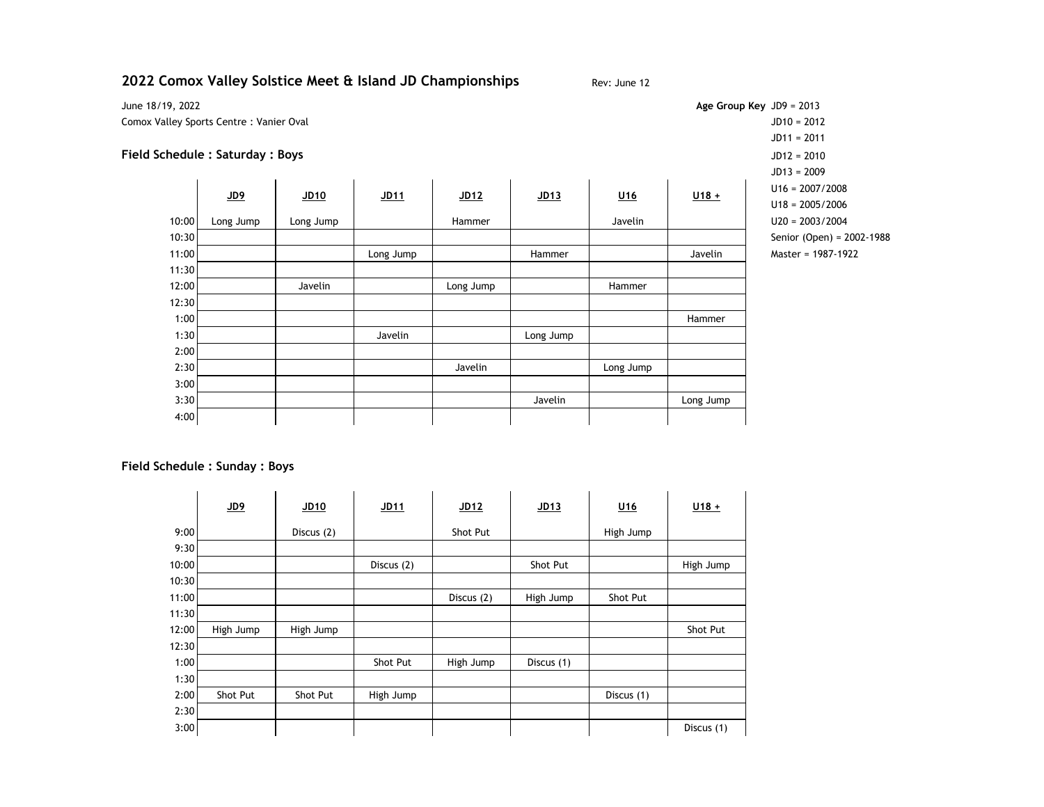# 2022 Comox Valley Solstice Meet & Island JD Championships

Rev: June 12

June 18/19, 2022

Comox Valley Sports Centre : Vanier Oval

**Age Group Key**
- JD9 = 2013
- JD10 = 2012
- JD11 = 2011
- JD12 = 2010
- JD13 = 2009
- U16 = 2007/2008
- U18 = 2005/2006
- U20 = 2003/2004
- Senior (Open) = 2002-1988
- Master = 1987-1922

## Field Schedule : Saturday : Boys

| | JD9 | JD10 | JD11 | JD12 | JD13 | U16 | U18 + |
|---|---|---|---|---|---|---|---|
| 10:00 | Long Jump | Long Jump | | Hammer | | Javelin | |
| 10:30 | | | | | | | |
| 11:00 | | | Long Jump | | Hammer | | Javelin |
| 11:30 | | | | | | | |
| 12:00 | | Javelin | | Long Jump | | Hammer | |
| 12:30 | | | | | | | |
| 1:00 | | | | | | | Hammer |
| 1:30 | | | Javelin | | Long Jump | | |
| 2:00 | | | | | | | |
| 2:30 | | | | Javelin | | Long Jump | |
| 3:00 | | | | | | | |
| 3:30 | | | | | Javelin | | Long Jump |
| 4:00 | | | | | | | |

## Field Schedule : Sunday : Boys

| | JD9 | JD10 | JD11 | JD12 | JD13 | U16 | U18 + |
|---|---|---|---|---|---|---|---|
| 9:00 | | Discus (2) | | Shot Put | | High Jump | |
| 9:30 | | | | | | | |
| 10:00 | | | Discus (2) | | Shot Put | | High Jump |
| 10:30 | | | | | | | |
| 11:00 | | | | Discus (2) | High Jump | Shot Put | |
| 11:30 | | | | | | | |
| 12:00 | High Jump | High Jump | | | | | Shot Put |
| 12:30 | | | | | | | |
| 1:00 | | | Shot Put | High Jump | Discus (1) | | |
| 1:30 | | | | | | | |
| 2:00 | Shot Put | Shot Put | High Jump | | | Discus (1) | |
| 2:30 | | | | | | | |
| 3:00 | | | | | | | Discus (1) |